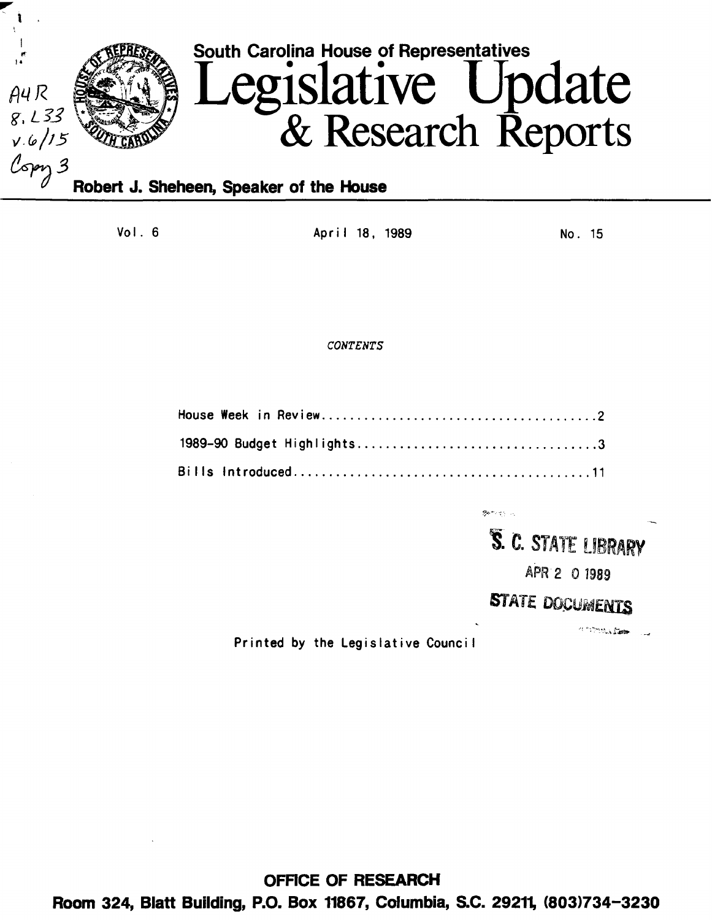South Carolina House of Representatives

# Legislative Update & Research Reports

**Robert J. Sheheen, Speaker of the House**

Vol. 6 | April 18, 1989 | No. 15

*CONTENTS*

House Week in Review....................................2

1989-90 Budget Highlights...............................3

Bills Introduced........................................11

S. C. STATE LIBRARY
APR 20 1989
STATE DOCUMENTS

Printed by the Legislative Council

**OFFICE OF RESEARCH**
**Room 324, Blatt Building, P.O. Box 11867, Columbia, S.C. 29211, (803)734-3230**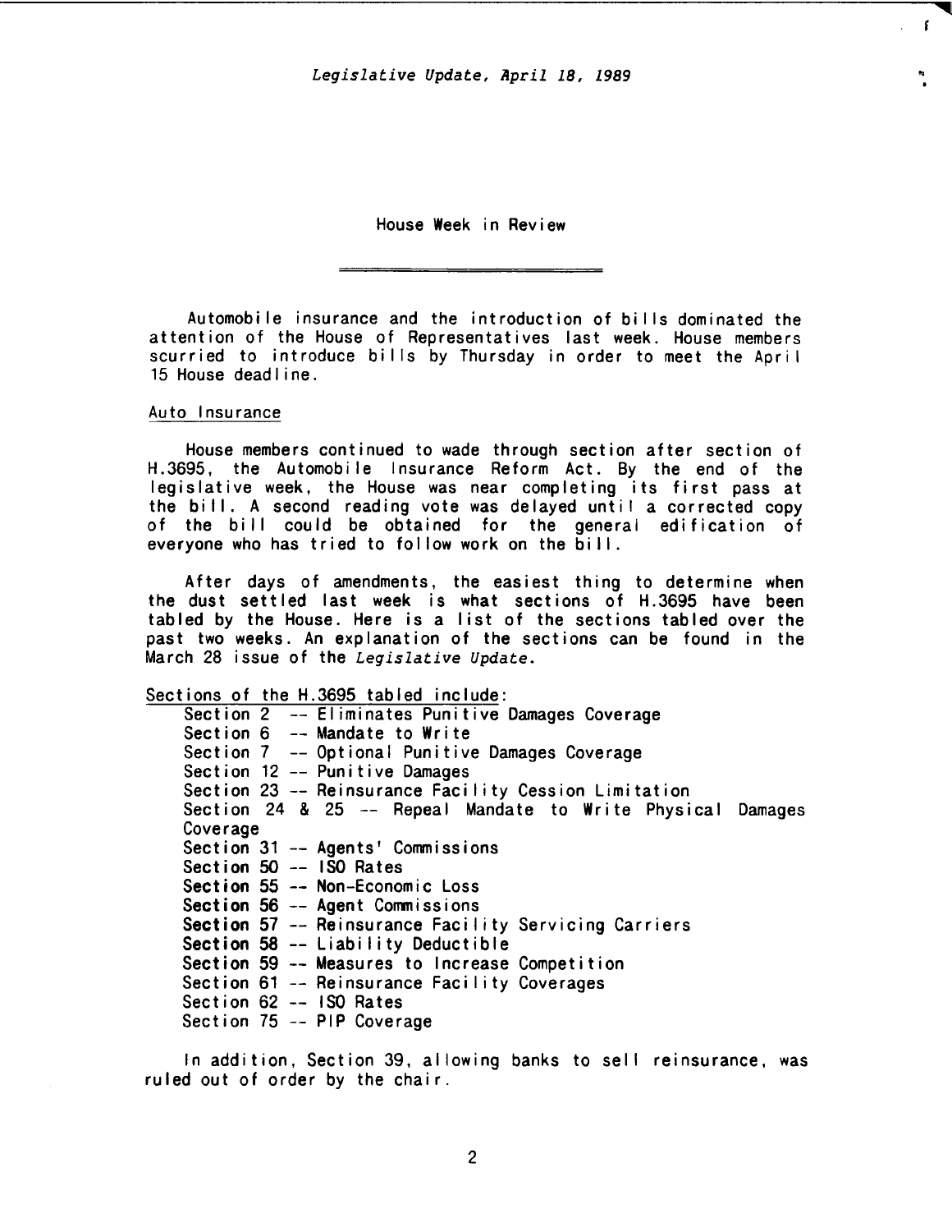## House Week in Review

Automobile insurance and the introduction of bills dominated the attention of the House of Representatives last week. House members scurried to introduce bills by Thursday in order to meet the April 15 House deadline.

### Auto Insurance

House members continued to wade through section after section of H.3695, the Automobile Insurance Reform Act. By the end of the legislative week, the House was near completing its first pass at the bill. A second reading vote was delayed until a corrected copy of the bill could be obtained for the general edification of everyone who has tried to follow work on the bill.

After days of amendments, the easiest thing to determine when the dust settled last week is what sections of H.3695 have been tabled by the House. Here is a list of the sections tabled over the past two weeks. An explanation of the sections can be found in the March 28 issue of the *Legislative Update*.

Sections of the H.3695 tabled include:

- Section 2 -- Eliminates Punitive Damages Coverage
- Section 6 -- Mandate to Write
- Section 7 -- Optional Punitive Damages Coverage
- Section 12 -- Punitive Damages
- Section 23 -- Reinsurance Facility Cession Limitation
- Section 24 & 25 -- Repeal Mandate to Write Physical Damages Coverage
- Section 31 -- Agents' Commissions
- Section 50 -- ISO Rates
- Section 55 -- Non-Economic Loss
- Section 56 -- Agent Commissions
- Section 57 -- Reinsurance Facility Servicing Carriers
- Section 58 -- Liability Deductible
- Section 59 -- Measures to Increase Competition
- Section 61 -- Reinsurance Facility Coverages
- Section 62 -- ISO Rates
- Section 75 -- PIP Coverage

In addition, Section 39, allowing banks to sell reinsurance, was ruled out of order by the chair.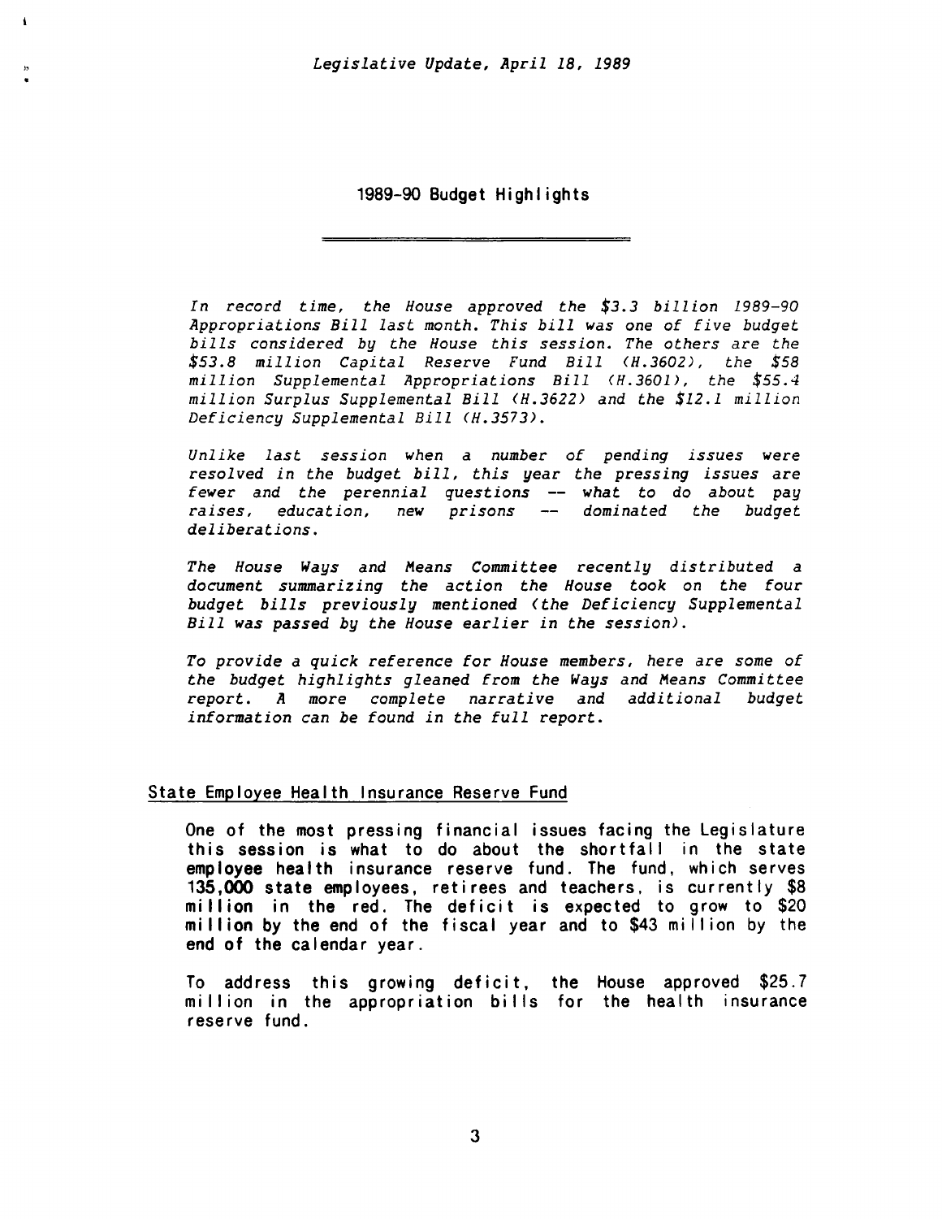# 1989-90 Budget Highlights

*In record time, the House approved the $3.3 billion 1989-90 Appropriations Bill last month. This bill was one of five budget bills considered by the House this session. The others are the $53.8 million Capital Reserve Fund Bill (H.3602), the $58 million Supplemental Appropriations Bill (H.3601), the $55.4 million Surplus Supplemental Bill (H.3622) and the $12.1 million Deficiency Supplemental Bill (H.3573).*

*Unlike last session when a number of pending issues were resolved in the budget bill, this year the pressing issues are fewer and the perennial questions -- what to do about pay raises, education, new prisons -- dominated the budget deliberations.*

*The House Ways and Means Committee recently distributed a document summarizing the action the House took on the four budget bills previously mentioned (the Deficiency Supplemental Bill was passed by the House earlier in the session).*

*To provide a quick reference for House members, here are some of the budget highlights gleaned from the Ways and Means Committee report. A more complete narrative and additional budget information can be found in the full report.*

## State Employee Health Insurance Reserve Fund

One of the most pressing financial issues facing the Legislature this session is what to do about the shortfall in the state employee health insurance reserve fund. The fund, which serves 135,000 state employees, retirees and teachers, is currently $8 million in the red. The deficit is expected to grow to $20 million by the end of the fiscal year and to $43 million by the end of the calendar year.

To address this growing deficit, the House approved $25.7 million in the appropriation bills for the health insurance reserve fund.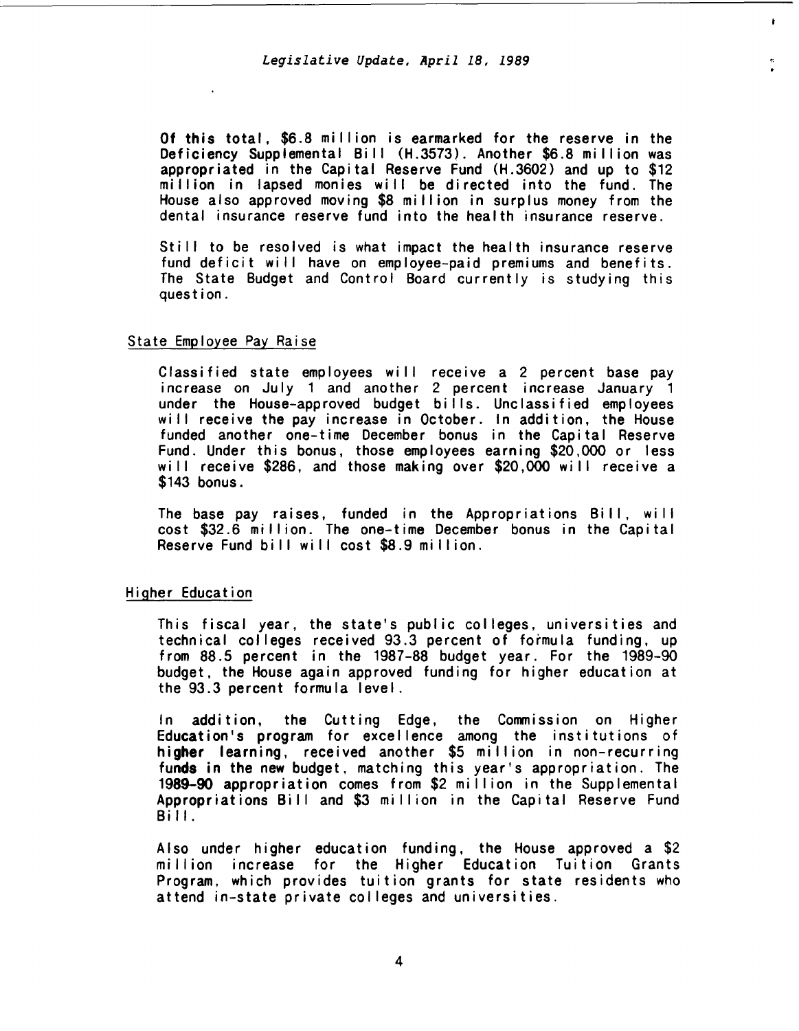Of this total, $6.8 million is earmarked for the reserve in the Deficiency Supplemental Bill (H.3573). Another $6.8 million was appropriated in the Capital Reserve Fund (H.3602) and up to $12 million in lapsed monies will be directed into the fund. The House also approved moving $8 million in surplus money from the dental insurance reserve fund into the health insurance reserve.

Still to be resolved is what impact the health insurance reserve fund deficit will have on employee-paid premiums and benefits. The State Budget and Control Board currently is studying this question.

## State Employee Pay Raise

Classified state employees will receive a 2 percent base pay increase on July 1 and another 2 percent increase January 1 under the House-approved budget bills. Unclassified employees will receive the pay increase in October. In addition, the House funded another one-time December bonus in the Capital Reserve Fund. Under this bonus, those employees earning $20,000 or less will receive $286, and those making over $20,000 will receive a $143 bonus.

The base pay raises, funded in the Appropriations Bill, will cost $32.6 million. The one-time December bonus in the Capital Reserve Fund bill will cost $8.9 million.

## Higher Education

This fiscal year, the state's public colleges, universities and technical colleges received 93.3 percent of formula funding, up from 88.5 percent in the 1987-88 budget year. For the 1989-90 budget, the House again approved funding for higher education at the 93.3 percent formula level.

In addition, the Cutting Edge, the Commission on Higher Education's program for excellence among the institutions of higher learning, received another $5 million in non-recurring funds in the new budget, matching this year's appropriation. The 1989-90 appropriation comes from $2 million in the Supplemental Appropriations Bill and $3 million in the Capital Reserve Fund Bill.

Also under higher education funding, the House approved a $2 million increase for the Higher Education Tuition Grants Program, which provides tuition grants for state residents who attend in-state private colleges and universities.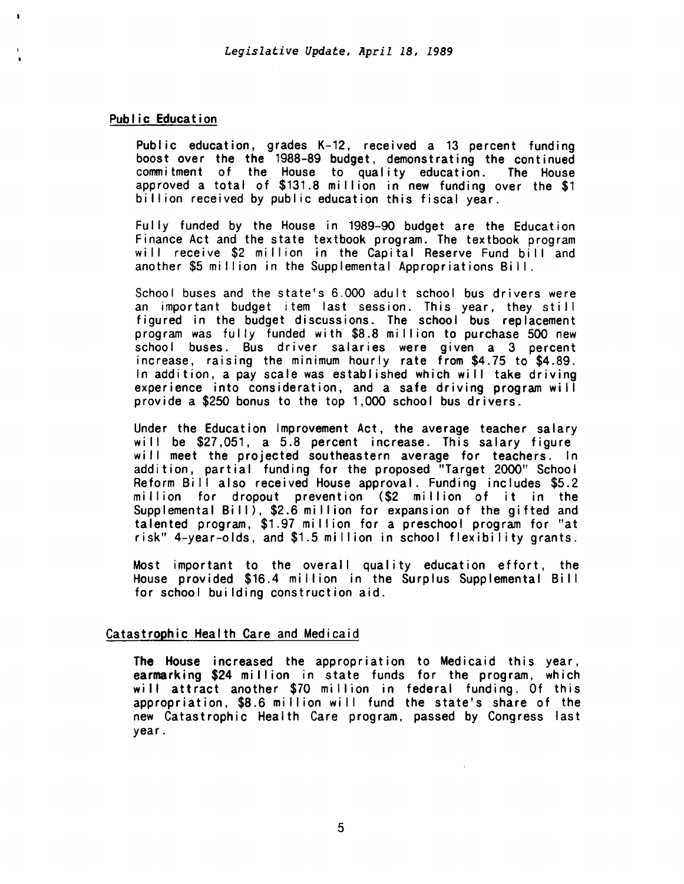## Public Education

Public education, grades K-12, received a 13 percent funding boost over the the 1988-89 budget, demonstrating the continued commitment of the House to quality education. The House approved a total of $131.8 million in new funding over the $1 billion received by public education this fiscal year.

Fully funded by the House in 1989-90 budget are the Education Finance Act and the state textbook program. The textbook program will receive $2 million in the Capital Reserve Fund bill and another $5 million in the Supplemental Appropriations Bill.

School buses and the state's 6.000 adult school bus drivers were an important budget item last session. This year, they still figured in the budget discussions. The school bus replacement program was fully funded with $8.8 million to purchase 500 new school buses. Bus driver salaries were given a 3 percent increase, raising the minimum hourly rate from $4.75 to $4.89. In addition, a pay scale was established which will take driving experience into consideration, and a safe driving program will provide a $250 bonus to the top 1,000 school bus drivers.

Under the Education Improvement Act, the average teacher salary will be $27,051, a 5.8 percent increase. This salary figure will meet the projected southeastern average for teachers. In addition, partial funding for the proposed "Target 2000" School Reform Bill also received House approval. Funding includes $5.2 million for dropout prevention ($2 million of it in the Supplemental Bill), $2.6 million for expansion of the gifted and talented program, $1.97 million for a preschool program for "at risk" 4-year-olds, and $1.5 million in school flexibility grants.

Most important to the overall quality education effort, the House provided $16.4 million in the Surplus Supplemental Bill for school building construction aid.

## Catastrophic Health Care and Medicaid

The House increased the appropriation to Medicaid this year, earmarking $24 million in state funds for the program, which will attract another $70 million in federal funding. Of this appropriation, $8.6 million will fund the state's share of the new Catastrophic Health Care program, passed by Congress last year.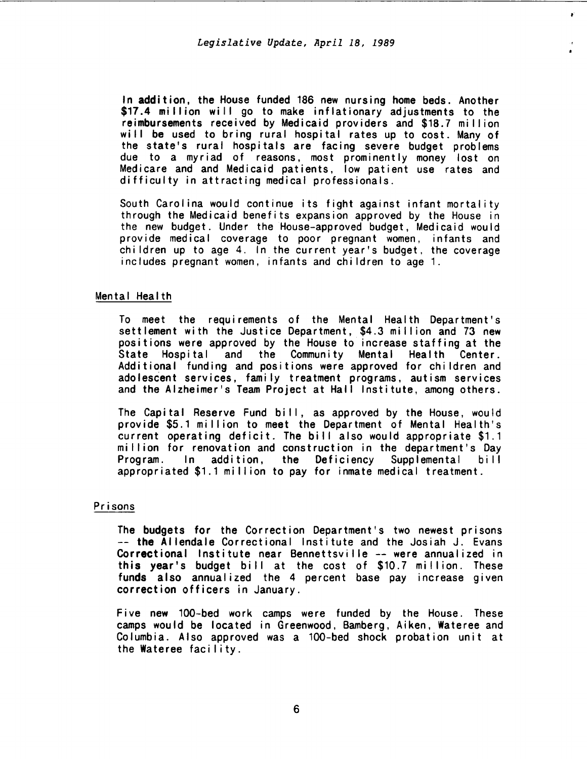In addition, the House funded 186 new nursing home beds. Another $17.4 million will go to make inflationary adjustments to the reimbursements received by Medicaid providers and $18.7 million will be used to bring rural hospital rates up to cost. Many of the state's rural hospitals are facing severe budget problems due to a myriad of reasons, most prominently money lost on Medicare and and Medicaid patients, low patient use rates and difficulty in attracting medical professionals.

South Carolina would continue its fight against infant mortality through the Medicaid benefits expansion approved by the House in the new budget. Under the House-approved budget, Medicaid would provide medical coverage to poor pregnant women, infants and children up to age 4. In the current year's budget, the coverage includes pregnant women, infants and children to age 1.

## Mental Health

To meet the requirements of the Mental Health Department's settlement with the Justice Department, $4.3 million and 73 new positions were approved by the House to increase staffing at the State Hospital and the Community Mental Health Center. Additional funding and positions were approved for children and adolescent services, family treatment programs, autism services and the Alzheimer's Team Project at Hall Institute, among others.

The Capital Reserve Fund bill, as approved by the House, would provide $5.1 million to meet the Department of Mental Health's current operating deficit. The bill also would appropriate $1.1 million for renovation and construction in the department's Day Program. In addition, the Deficiency Supplemental bill appropriated $1.1 million to pay for inmate medical treatment.

## Prisons

The budgets for the Correction Department's two newest prisons -- the Allendale Correctional Institute and the Josiah J. Evans Correctional Institute near Bennettsville -- were annualized in this year's budget bill at the cost of $10.7 million. These funds also annualized the 4 percent base pay increase given correction officers in January.

Five new 100-bed work camps were funded by the House. These camps would be located in Greenwood, Bamberg, Aiken, Wateree and Columbia. Also approved was a 100-bed shock probation unit at the Wateree facility.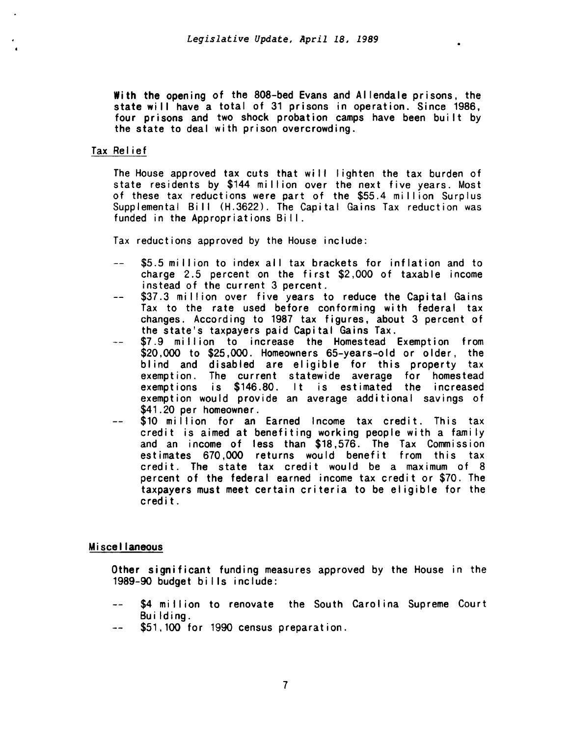**With the opening of the 808-bed Evans and Allendale prisons, the state will have a total of 31 prisons in operation. Since 1986, four prisons and two shock probation camps have been built by the state to deal with prison overcrowding.**

Tax Relief

The House approved tax cuts that will lighten the tax burden of state residents by $144 million over the next five years. Most of these tax reductions were part of the $55.4 million Surplus Supplemental Bill (H.3622). The Capital Gains Tax reduction was funded in the Appropriations Bill.

Tax reductions approved by the House include:

-- $5.5 million to index all tax brackets for inflation and to charge 2.5 percent on the first $2,000 of taxable income instead of the current 3 percent.

-- $37.3 million over five years to reduce the Capital Gains Tax to the rate used before conforming with federal tax changes. According to 1987 tax figures, about 3 percent of the state's taxpayers paid Capital Gains Tax.

-- $7.9 million to increase the Homestead Exemption from $20,000 to $25,000. Homeowners 65-years-old or older, the blind and disabled are eligible for this property tax exemption. The current statewide average for homestead exemptions is $146.80. It is estimated the increased exemption would provide an average additional savings of $41.20 per homeowner.

-- $10 million for an Earned Income tax credit. This tax credit is aimed at benefiting working people with a family and an income of less than $18,576. The Tax Commission estimates 670,000 returns would benefit from this tax credit. The state tax credit would be a maximum of 8 percent of the federal earned income tax credit or $70. The taxpayers must meet certain criteria to be eligible for the credit.

**Miscellaneous**

**Other significant funding measures approved by the House in the 1989-90 budget bills include:**

-- $4 million to renovate the South Carolina Supreme Court Building.

-- $51,100 for 1990 census preparation.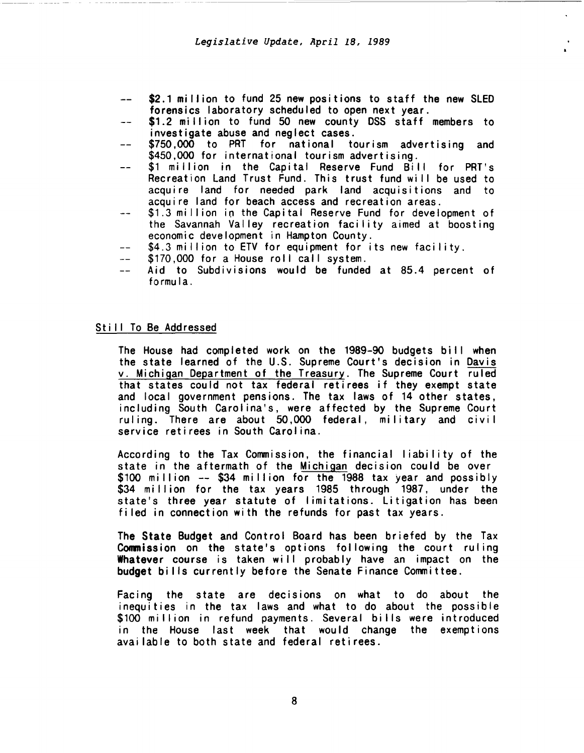- $2.1 million to fund 25 new positions to staff the new SLED forensics laboratory scheduled to open next year.
- $1.2 million to fund 50 new county DSS staff members to investigate abuse and neglect cases.
- $750,000 to PRT for national tourism advertising and $450,000 for international tourism advertising.
- $1 million in the Capital Reserve Fund Bill for PRT's Recreation Land Trust Fund. This trust fund will be used to acquire land for needed park land acquisitions and to acquire land for beach access and recreation areas.
- $1.3 million in the Capital Reserve Fund for development of the Savannah Valley recreation facility aimed at boosting economic development in Hampton County.
- $4.3 million to ETV for equipment for its new facility.
- $170,000 for a House roll call system.
- Aid to Subdivisions would be funded at 85.4 percent of formula.

## Still To Be Addressed

The House had completed work on the 1989-90 budgets bill when the state learned of the U.S. Supreme Court's decision in Davis v. Michigan Department of the Treasury. The Supreme Court ruled that states could not tax federal retirees if they exempt state and local government pensions. The tax laws of 14 other states, including South Carolina's, were affected by the Supreme Court ruling. There are about 50,000 federal, military and civil service retirees in South Carolina.

According to the Tax Commission, the financial liability of the state in the aftermath of the Michigan decision could be over $100 million -- $34 million for the 1988 tax year and possibly $34 million for the tax years 1985 through 1987, under the state's three year statute of limitations. Litigation has been filed in connection with the refunds for past tax years.

The State Budget and Control Board has been briefed by the Tax Commission on the state's options following the court ruling Whatever course is taken will probably have an impact on the budget bills currently before the Senate Finance Committee.

Facing the state are decisions on what to do about the inequities in the tax laws and what to do about the possible $100 million in refund payments. Several bills were introduced in the House last week that would change the exemptions available to both state and federal retirees.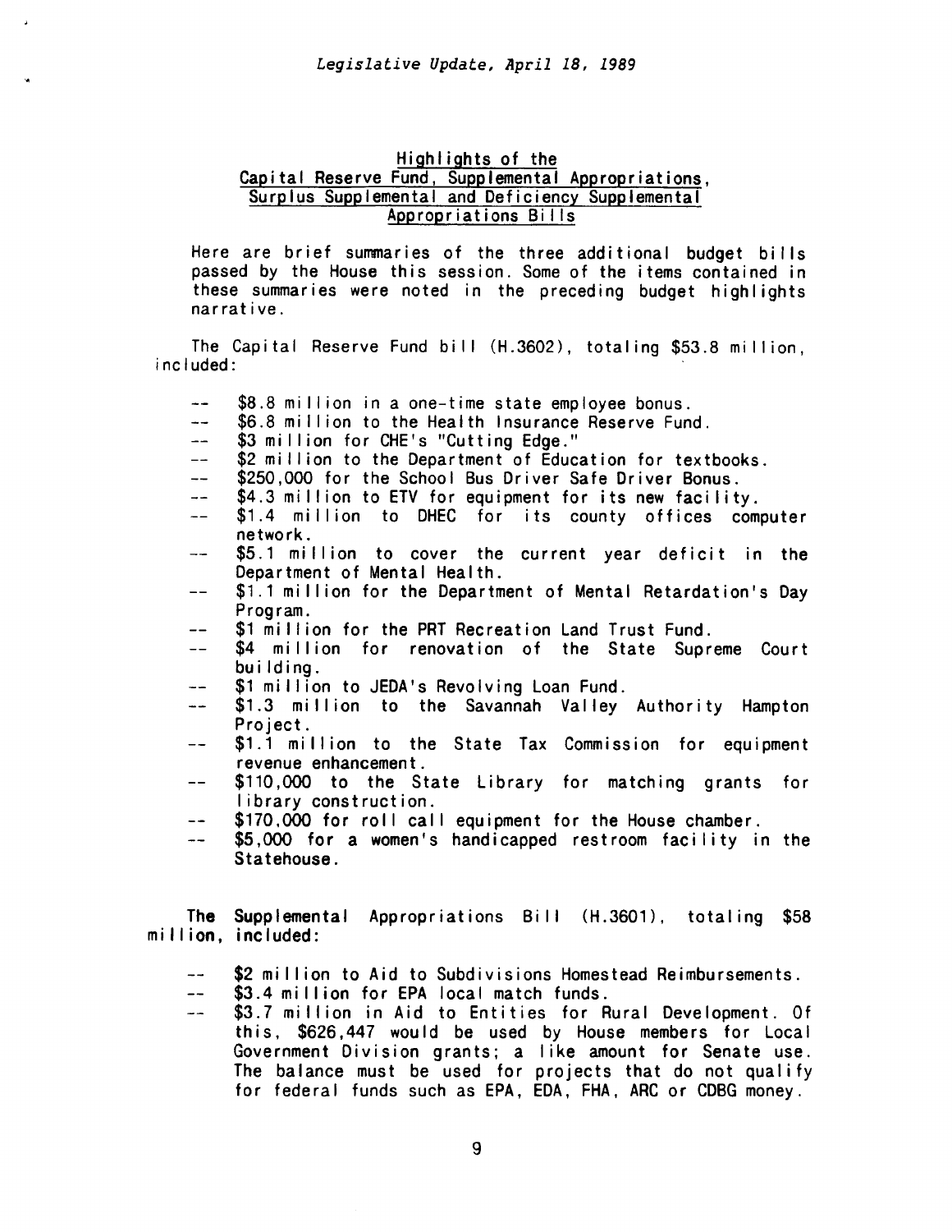## Highlights of the Capital Reserve Fund, Supplemental Appropriations, Surplus Supplemental and Deficiency Supplemental Appropriations Bills

Here are brief summaries of the three additional budget bills passed by the House this session. Some of the items contained in these summaries were noted in the preceding budget highlights narrative.

The Capital Reserve Fund bill (H.3602), totaling $53.8 million, included:

- $8.8 million in a one-time state employee bonus.
- $6.8 million to the Health Insurance Reserve Fund.
- $3 million for CHE's "Cutting Edge."
- $2 million to the Department of Education for textbooks.
- $250,000 for the School Bus Driver Safe Driver Bonus.
- $4.3 million to ETV for equipment for its new facility.
- $1.4 million to DHEC for its county offices computer network.
- $5.1 million to cover the current year deficit in the Department of Mental Health.
- $1.1 million for the Department of Mental Retardation's Day Program.
- $1 million for the PRT Recreation Land Trust Fund.
- $4 million for renovation of the State Supreme Court building.
- $1 million to JEDA's Revolving Loan Fund.
- $1.3 million to the Savannah Valley Authority Hampton Project.
- $1.1 million to the State Tax Commission for equipment revenue enhancement.
- $110,000 to the State Library for matching grants for library construction.
- $170,000 for roll call equipment for the House chamber.
- $5,000 for a women's handicapped restroom facility in the Statehouse.

The Supplemental Appropriations Bill (H.3601), totaling $58 million, included:

- $2 million to Aid to Subdivisions Homestead Reimbursements.
- $3.4 million for EPA local match funds.
- $3.7 million in Aid to Entities for Rural Development. Of this, $626,447 would be used by House members for Local Government Division grants; a like amount for Senate use. The balance must be used for projects that do not qualify for federal funds such as EPA, EDA, FHA, ARC or CDBG money.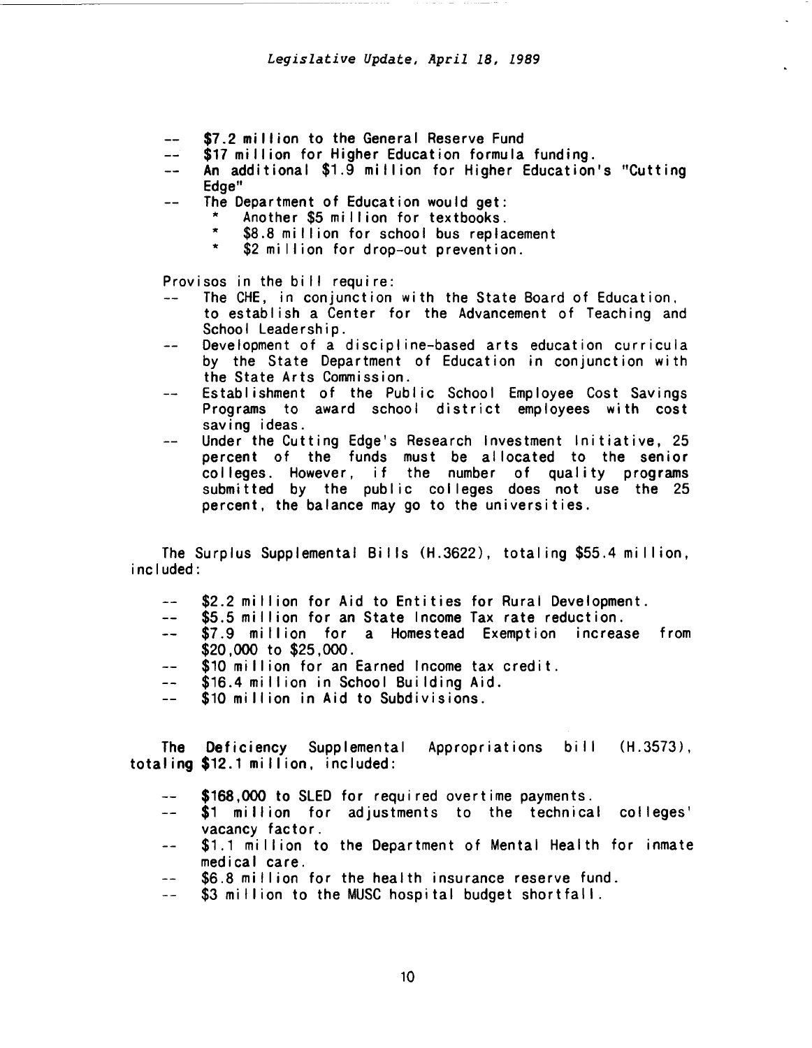-- $7.2 million to the General Reserve Fund
-- $17 million for Higher Education formula funding.
-- An additional $1.9 million for Higher Education's "Cutting Edge"
-- The Department of Education would get:
  * Another $5 million for textbooks.
  * $8.8 million for school bus replacement
  * $2 million for drop-out prevention.

Provisos in the bill require:

-- The CHE, in conjunction with the State Board of Education, to establish a Center for the Advancement of Teaching and School Leadership.
-- Development of a discipline-based arts education curricula by the State Department of Education in conjunction with the State Arts Commission.
-- Establishment of the Public School Employee Cost Savings Programs to award school district employees with cost saving ideas.
-- Under the Cutting Edge's Research Investment Initiative, 25 percent of the funds must be allocated to the senior colleges. However, if the number of quality programs submitted by the public colleges does not use the 25 percent, the balance may go to the universities.

The Surplus Supplemental Bills (H.3622), totaling $55.4 million, included:

-- $2.2 million for Aid to Entities for Rural Development.
-- $5.5 million for an State Income Tax rate reduction.
-- $7.9 million for a Homestead Exemption increase from $20,000 to $25,000.
-- $10 million for an Earned Income tax credit.
-- $16.4 million in School Building Aid.
-- $10 million in Aid to Subdivisions.

The Deficiency Supplemental Appropriations bill (H.3573), totaling $12.1 million, included:

-- $168,000 to SLED for required overtime payments.
-- $1 million for adjustments to the technical colleges' vacancy factor.
-- $1.1 million to the Department of Mental Health for inmate medical care.
-- $6.8 million for the health insurance reserve fund.
-- $3 million to the MUSC hospital budget shortfall.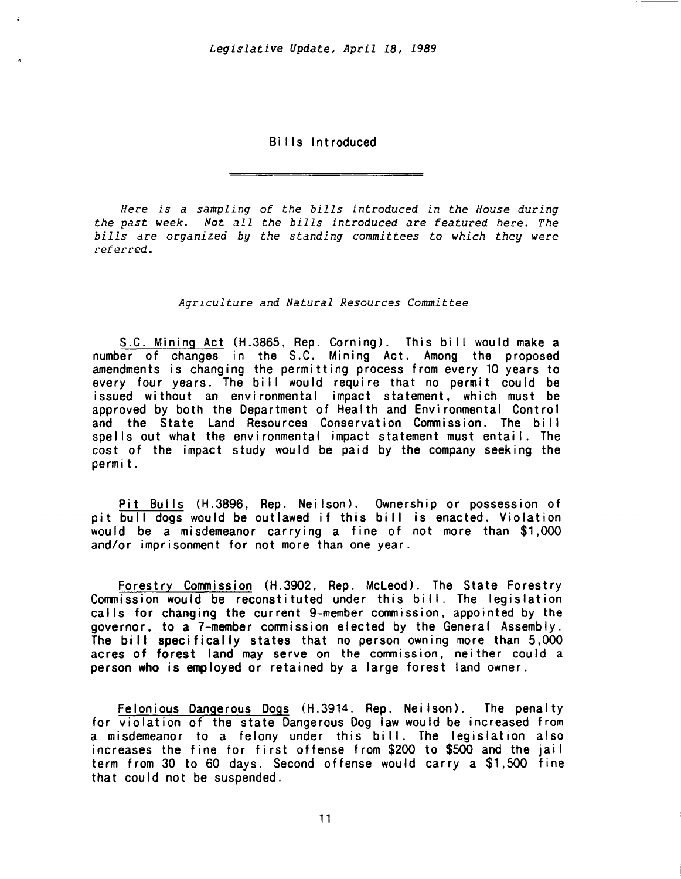## Bills Introduced

*Here is a sampling of the bills introduced in the House during the past week. Not all the bills introduced are featured here. The bills are organized by the standing committees to which they were referred.*

### *Agriculture and Natural Resources Committee*

S.C. Mining Act (H.3865, Rep. Corning). This bill would make a number of changes in the S.C. Mining Act. Among the proposed amendments is changing the permitting process from every 10 years to every four years. The bill would require that no permit could be issued without an environmental impact statement, which must be approved by both the Department of Health and Environmental Control and the State Land Resources Conservation Commission. The bill spells out what the environmental impact statement must entail. The cost of the impact study would be paid by the company seeking the permit.

Pit Bulls (H.3896, Rep. Neilson). Ownership or possession of pit bull dogs would be outlawed if this bill is enacted. Violation would be a misdemeanor carrying a fine of not more than $1,000 and/or imprisonment for not more than one year.

Forestry Commission (H.3902, Rep. McLeod). The State Forestry Commission would be reconstituted under this bill. The legislation calls for changing the current 9-member commission, appointed by the governor, to a 7-member commission elected by the General Assembly. The bill specifically states that no person owning more than 5,000 acres of forest land may serve on the commission, neither could a person who is employed or retained by a large forest land owner.

Felonious Dangerous Dogs (H.3914, Rep. Neilson). The penalty for violation of the state Dangerous Dog law would be increased from a misdemeanor to a felony under this bill. The legislation also increases the fine for first offense from $200 to $500 and the jail term from 30 to 60 days. Second offense would carry a $1,500 fine that could not be suspended.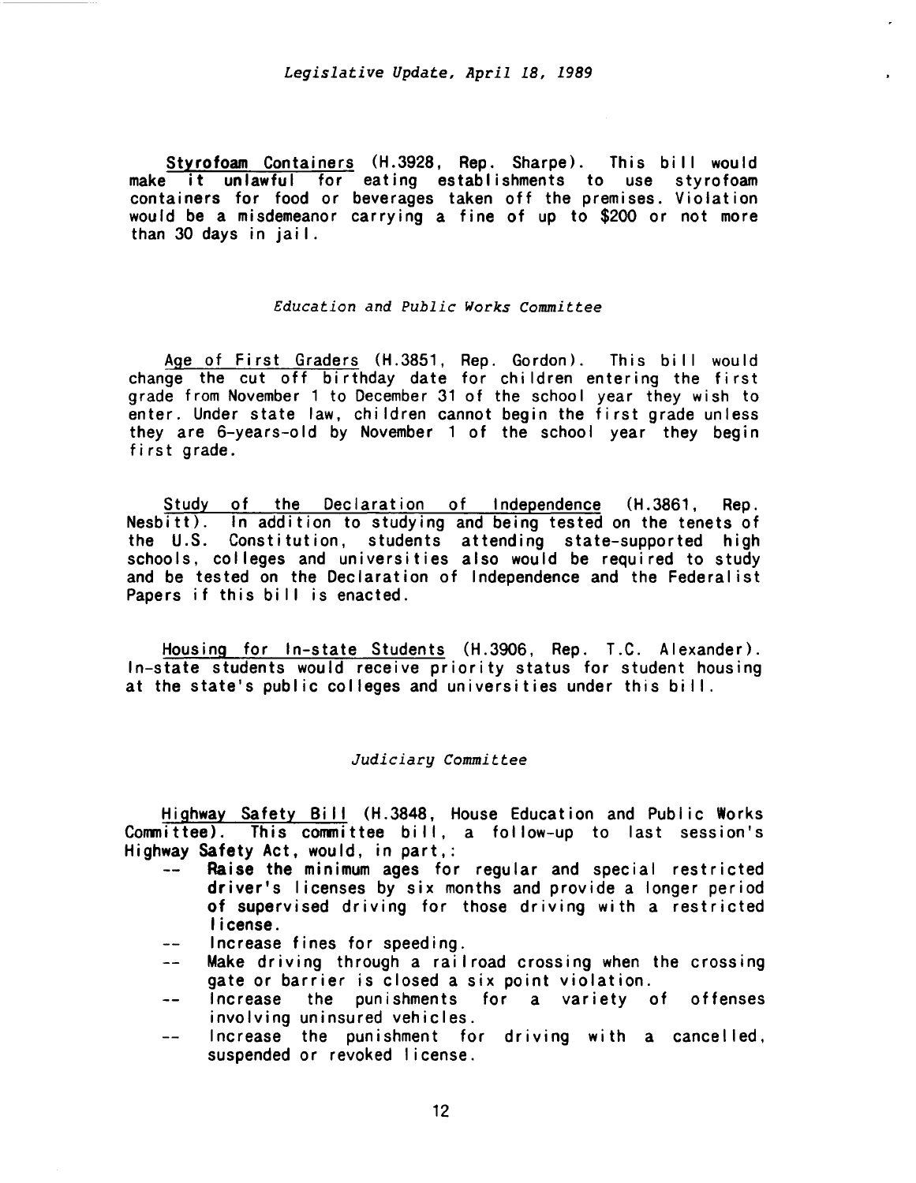Styrofoam Containers (H.3928, Rep. Sharpe). This bill would make it unlawful for eating establishments to use styrofoam containers for food or beverages taken off the premises. Violation would be a misdemeanor carrying a fine of up to $200 or not more than 30 days in jail.

### *Education and Public Works Committee*

Age of First Graders (H.3851, Rep. Gordon). This bill would change the cut off birthday date for children entering the first grade from November 1 to December 31 of the school year they wish to enter. Under state law, children cannot begin the first grade unless they are 6-years-old by November 1 of the school year they begin first grade.

Study of the Declaration of Independence (H.3861, Rep. Nesbitt). In addition to studying and being tested on the tenets of the U.S. Constitution, students attending state-supported high schools, colleges and universities also would be required to study and be tested on the Declaration of Independence and the Federalist Papers if this bill is enacted.

Housing for In-state Students (H.3906, Rep. T.C. Alexander). In-state students would receive priority status for student housing at the state's public colleges and universities under this bill.

### *Judiciary Committee*

Highway Safety Bill (H.3848, House Education and Public Works Committee). This committee bill, a follow-up to last session's Highway Safety Act, would, in part,:

- Raise the minimum ages for regular and special restricted driver's licenses by six months and provide a longer period of supervised driving for those driving with a restricted license.
- Increase fines for speeding.
- Make driving through a railroad crossing when the crossing gate or barrier is closed a six point violation.
- Increase the punishments for a variety of offenses involving uninsured vehicles.
- Increase the punishment for driving with a cancelled, suspended or revoked license.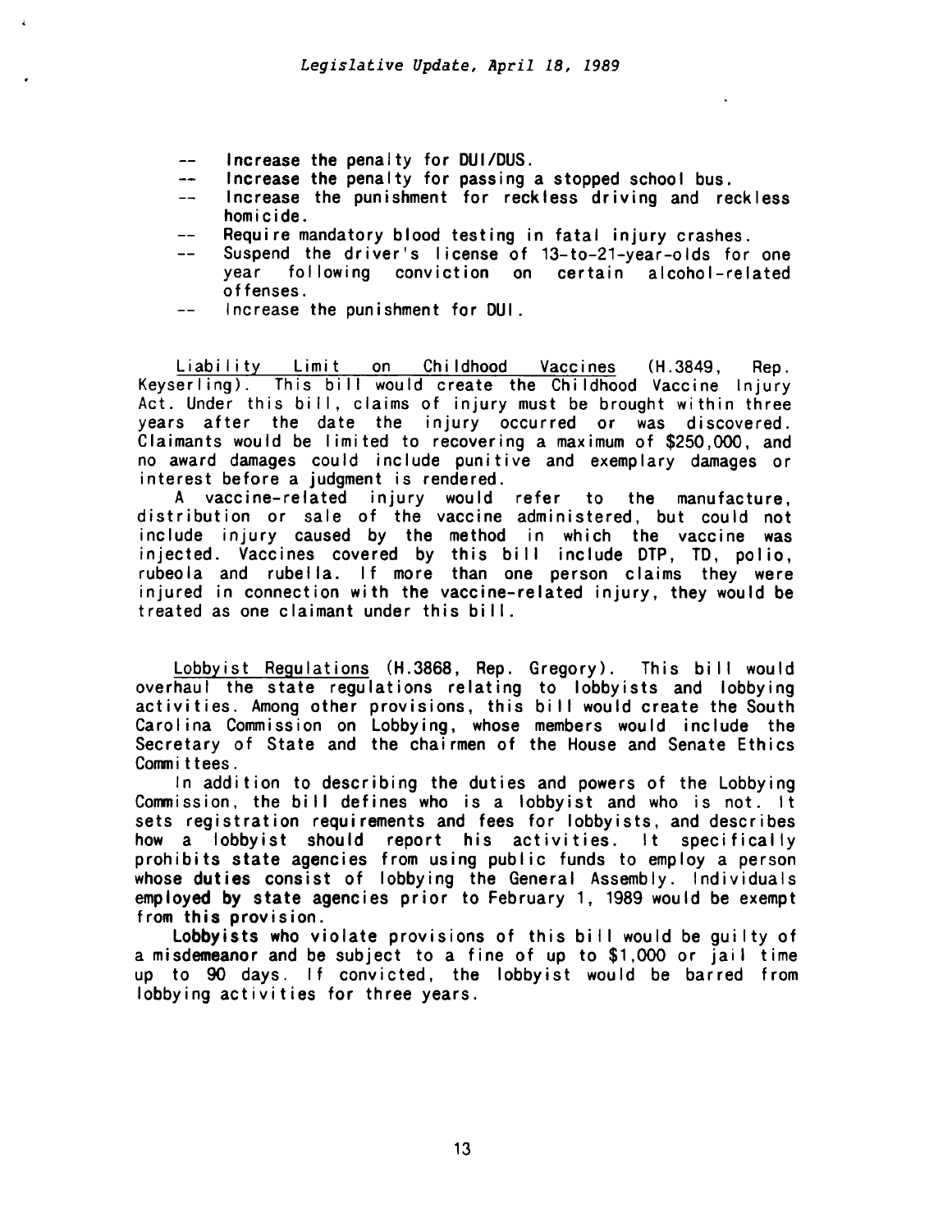- -- Increase the penalty for DUI/DUS.
- -- Increase the penalty for passing a stopped school bus.
- -- Increase the punishment for reckless driving and reckless homicide.
- -- Require mandatory blood testing in fatal injury crashes.
- -- Suspend the driver's license of 13-to-21-year-olds for one year following conviction on certain alcohol-related offenses.
- -- Increase the punishment for DUI.

Liability Limit on Childhood Vaccines (H.3849, Rep. Keyserling). This bill would create the Childhood Vaccine Injury Act. Under this bill, claims of injury must be brought within three years after the date the injury occurred or was discovered. Claimants would be limited to recovering a maximum of $250,000, and no award damages could include punitive and exemplary damages or interest before a judgment is rendered.

A vaccine-related injury would refer to the manufacture, distribution or sale of the vaccine administered, but could not include injury caused by the method in which the vaccine was injected. Vaccines covered by this bill include DTP, TD, polio, rubeola and rubella. If more than one person claims they were injured in connection with the vaccine-related injury, they would be treated as one claimant under this bill.

Lobbyist Regulations (H.3868, Rep. Gregory). This bill would overhaul the state regulations relating to lobbyists and lobbying activities. Among other provisions, this bill would create the South Carolina Commission on Lobbying, whose members would include the Secretary of State and the chairmen of the House and Senate Ethics Committees.

In addition to describing the duties and powers of the Lobbying Commission, the bill defines who is a lobbyist and who is not. It sets registration requirements and fees for lobbyists, and describes how a lobbyist should report his activities. It specifically prohibits state agencies from using public funds to employ a person whose duties consist of lobbying the General Assembly. Individuals employed by state agencies prior to February 1, 1989 would be exempt from this provision.

Lobbyists who violate provisions of this bill would be guilty of a misdemeanor and be subject to a fine of up to $1,000 or jail time up to 90 days. If convicted, the lobbyist would be barred from lobbying activities for three years.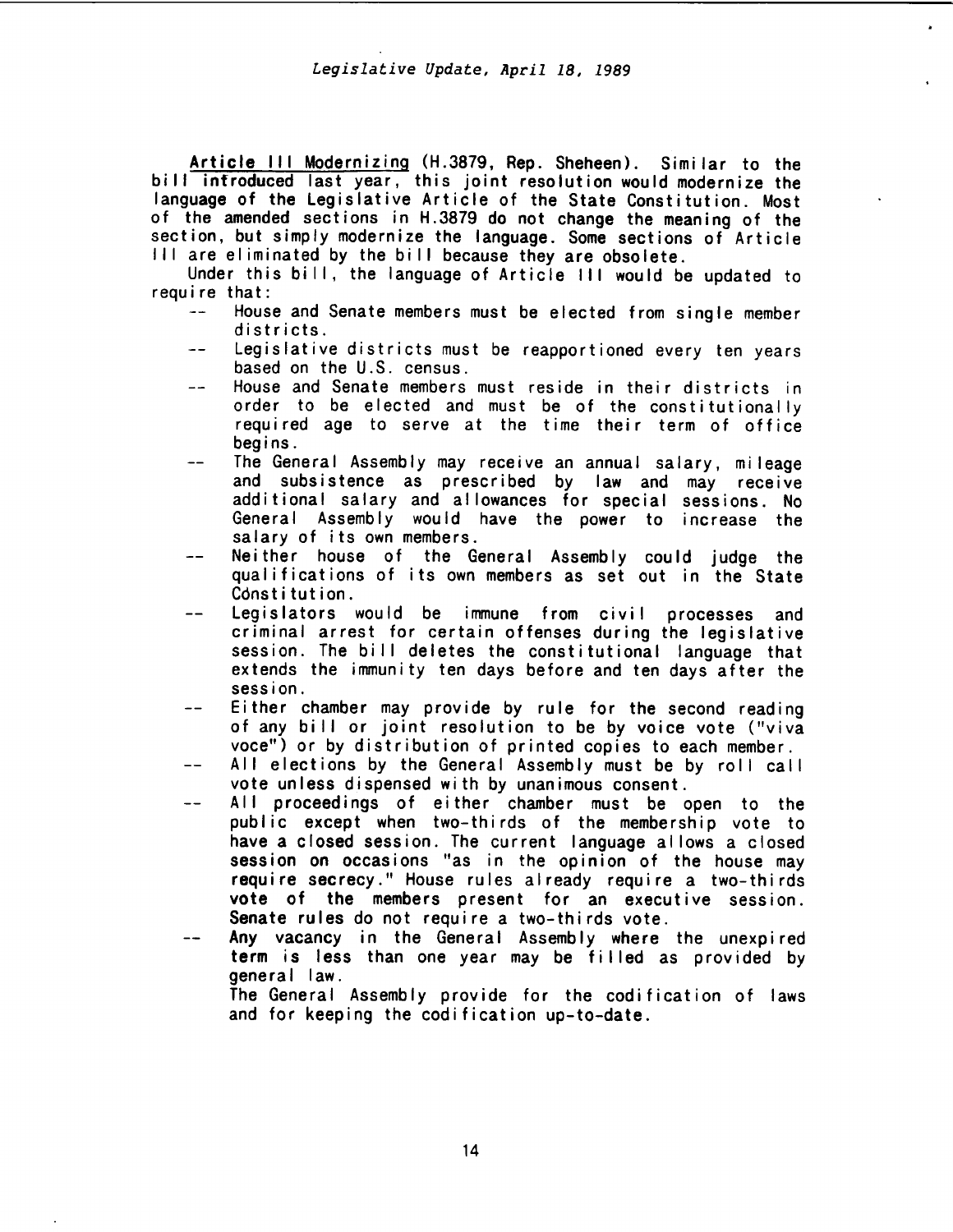<u>Article III Modernizing</u> (H.3879, Rep. Sheheen). Similar to the bill introduced last year, this joint resolution would modernize the language of the Legislative Article of the State Constitution. Most of the amended sections in H.3879 do not change the meaning of the section, but simply modernize the language. Some sections of Article III are eliminated by the bill because they are obsolete.

Under this bill, the language of Article III would be updated to require that:

- House and Senate members must be elected from single member districts.
- Legislative districts must be reapportioned every ten years based on the U.S. census.
- House and Senate members must reside in their districts in order to be elected and must be of the constitutionally required age to serve at the time their term of office begins.
- The General Assembly may receive an annual salary, mileage and subsistence as prescribed by law and may receive additional salary and allowances for special sessions. No General Assembly would have the power to increase the salary of its own members.
- Neither house of the General Assembly could judge the qualifications of its own members as set out in the State Constitution.
- Legislators would be immune from civil processes and criminal arrest for certain offenses during the legislative session. The bill deletes the constitutional language that extends the immunity ten days before and ten days after the session.
- Either chamber may provide by rule for the second reading of any bill or joint resolution to be by voice vote ("viva voce") or by distribution of printed copies to each member.
- All elections by the General Assembly must be by roll call vote unless dispensed with by unanimous consent.
- All proceedings of either chamber must be open to the public except when two-thirds of the membership vote to have a closed session. The current language allows a closed session on occasions "as in the opinion of the house may require secrecy." House rules already require a two-thirds vote of the members present for an executive session. Senate rules do not require a two-thirds vote.
- Any vacancy in the General Assembly where the unexpired term is less than one year may be filled as provided by general law.

  The General Assembly provide for the codification of laws and for keeping the codification up-to-date.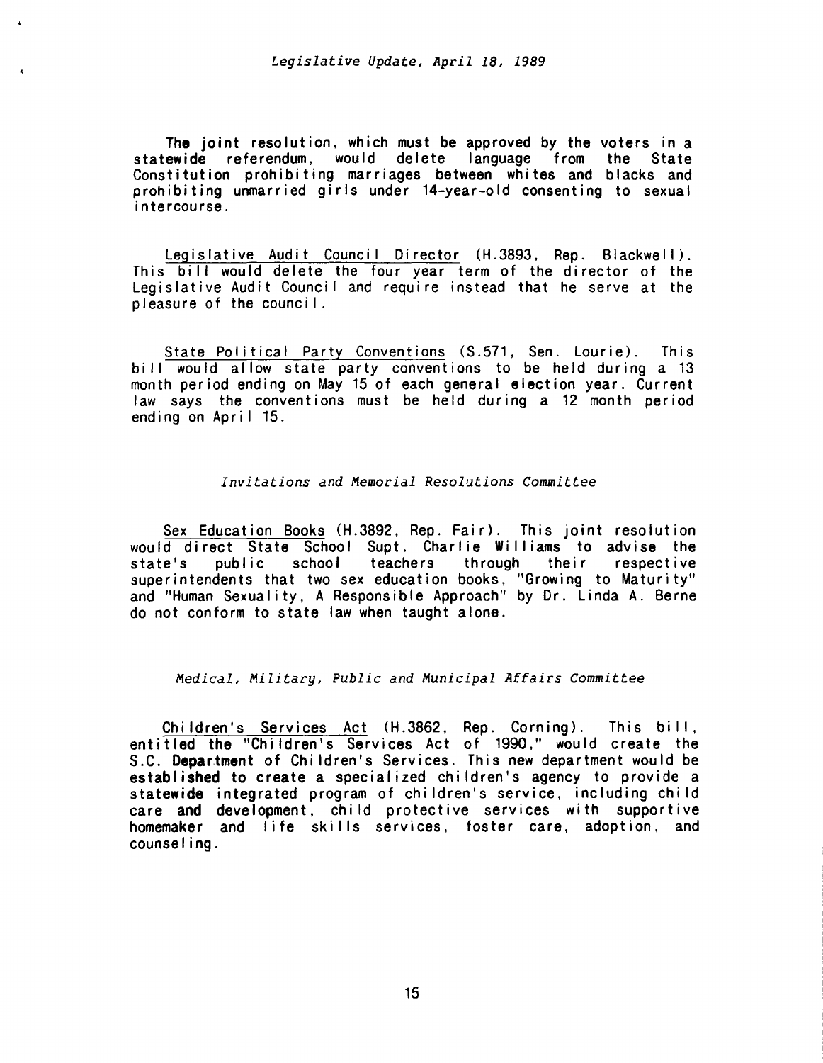The joint resolution, which must be approved by the voters in a statewide referendum, would delete language from the State Constitution prohibiting marriages between whites and blacks and prohibiting unmarried girls under 14-year-old consenting to sexual intercourse.

Legislative Audit Council Director (H.3893, Rep. Blackwell). This bill would delete the four year term of the director of the Legislative Audit Council and require instead that he serve at the pleasure of the council.

State Political Party Conventions (S.571, Sen. Lourie). This bill would allow state party conventions to be held during a 13 month period ending on May 15 of each general election year. Current law says the conventions must be held during a 12 month period ending on April 15.

### *Invitations and Memorial Resolutions Committee*

Sex Education Books (H.3892, Rep. Fair). This joint resolution would direct State School Supt. Charlie Williams to advise the state's public school teachers through their respective superintendents that two sex education books, "Growing to Maturity" and "Human Sexuality, A Responsible Approach" by Dr. Linda A. Berne do not conform to state law when taught alone.

### *Medical, Military, Public and Municipal Affairs Committee*

Children's Services Act (H.3862, Rep. Corning). This bill, entitled the "Children's Services Act of 1990," would create the S.C. Department of Children's Services. This new department would be established to create a specialized children's agency to provide a statewide integrated program of children's service, including child care and development, child protective services with supportive homemaker and life skills services, foster care, adoption, and counseling.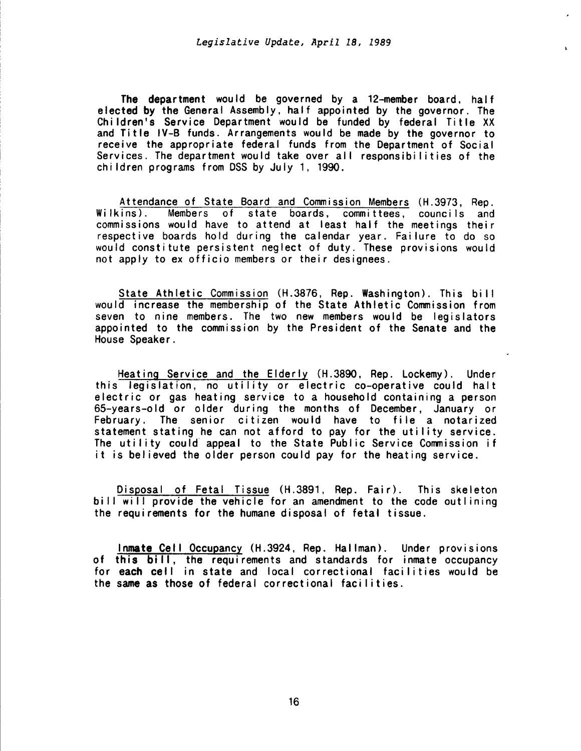The department would be governed by a 12-member board, half elected by the General Assembly, half appointed by the governor. The Children's Service Department would be funded by federal Title XX and Title IV-B funds. Arrangements would be made by the governor to receive the appropriate federal funds from the Department of Social Services. The department would take over all responsibilities of the children programs from DSS by July 1, 1990.

<u>Attendance of State Board and Commission Members</u> (H.3973, Rep. Wilkins). Members of state boards, committees, councils and commissions would have to attend at least half the meetings their respective boards hold during the calendar year. Failure to do so would constitute persistent neglect of duty. These provisions would not apply to ex officio members or their designees.

<u>State Athletic Commission</u> (H.3876, Rep. Washington). This bill would increase the membership of the State Athletic Commission from seven to nine members. The two new members would be legislators appointed to the commission by the President of the Senate and the House Speaker.

<u>Heating Service and the Elderly</u> (H.3890, Rep. Lockemy). Under this legislation, no utility or electric co-operative could halt electric or gas heating service to a household containing a person 65-years-old or older during the months of December, January or February. The senior citizen would have to file a notarized statement stating he can not afford to pay for the utility service. The utility could appeal to the State Public Service Commission if it is believed the older person could pay for the heating service.

<u>Disposal of Fetal Tissue</u> (H.3891, Rep. Fair). This skeleton bill will provide the vehicle for an amendment to the code outlining the requirements for the humane disposal of fetal tissue.

<u>Inmate Cell Occupancy</u> (H.3924, Rep. Hallman). Under provisions of this bill, the requirements and standards for inmate occupancy for each cell in state and local correctional facilities would be the same as those of federal correctional facilities.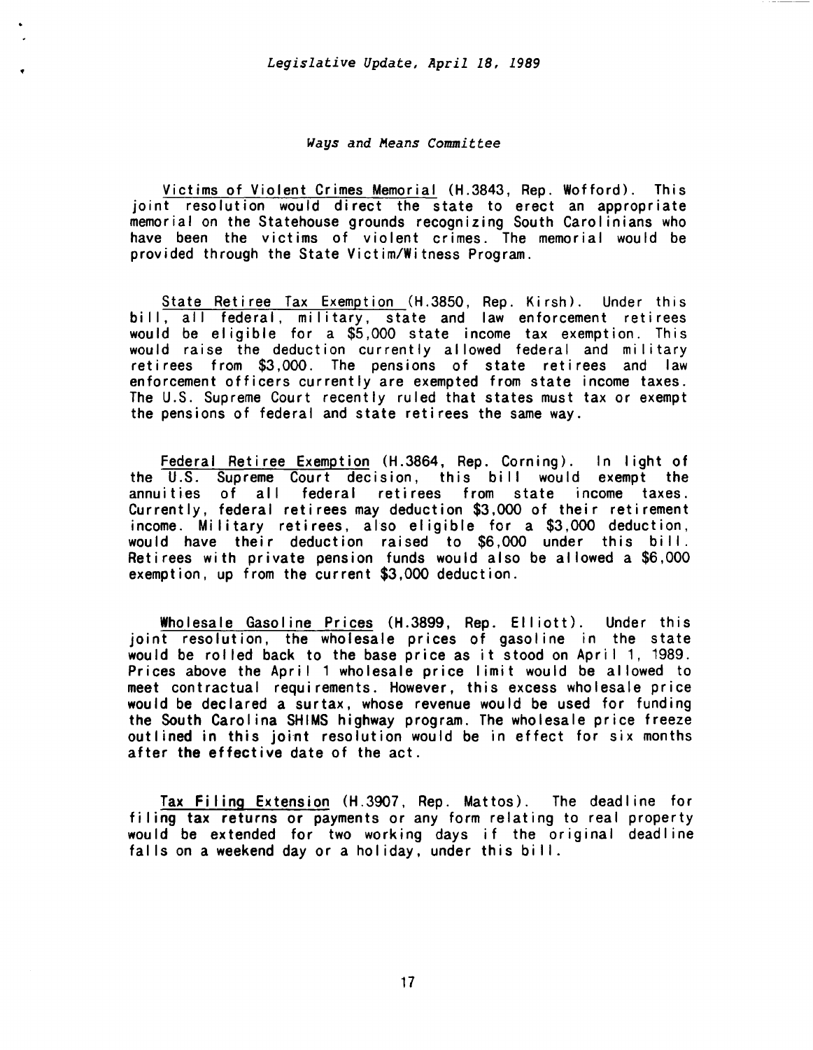*Ways and Means Committee*

Victims of Violent Crimes Memorial (H.3843, Rep. Wofford). This joint resolution would direct the state to erect an appropriate memorial on the Statehouse grounds recognizing South Carolinians who have been the victims of violent crimes. The memorial would be provided through the State Victim/Witness Program.

State Retiree Tax Exemption (H.3850, Rep. Kirsh). Under this bill, all federal, military, state and law enforcement retirees would be eligible for a $5,000 state income tax exemption. This would raise the deduction currently allowed federal and military retirees from $3,000. The pensions of state retirees and law enforcement officers currently are exempted from state income taxes. The U.S. Supreme Court recently ruled that states must tax or exempt the pensions of federal and state retirees the same way.

Federal Retiree Exemption (H.3864, Rep. Corning). In light of the U.S. Supreme Court decision, this bill would exempt the annuities of all federal retirees from state income taxes. Currently, federal retirees may deduction $3,000 of their retirement income. Military retirees, also eligible for a $3,000 deduction, would have their deduction raised to $6,000 under this bill. Retirees with private pension funds would also be allowed a $6,000 exemption, up from the current $3,000 deduction.

Wholesale Gasoline Prices (H.3899, Rep. Elliott). Under this joint resolution, the wholesale prices of gasoline in the state would be rolled back to the base price as it stood on April 1, 1989. Prices above the April 1 wholesale price limit would be allowed to meet contractual requirements. However, this excess wholesale price would be declared a surtax, whose revenue would be used for funding the South Carolina SHIMS highway program. The wholesale price freeze outlined in this joint resolution would be in effect for six months after the effective date of the act.

Tax Filing Extension (H.3907, Rep. Mattos). The deadline for filing tax returns or payments or any form relating to real property would be extended for two working days if the original deadline falls on a weekend day or a holiday, under this bill.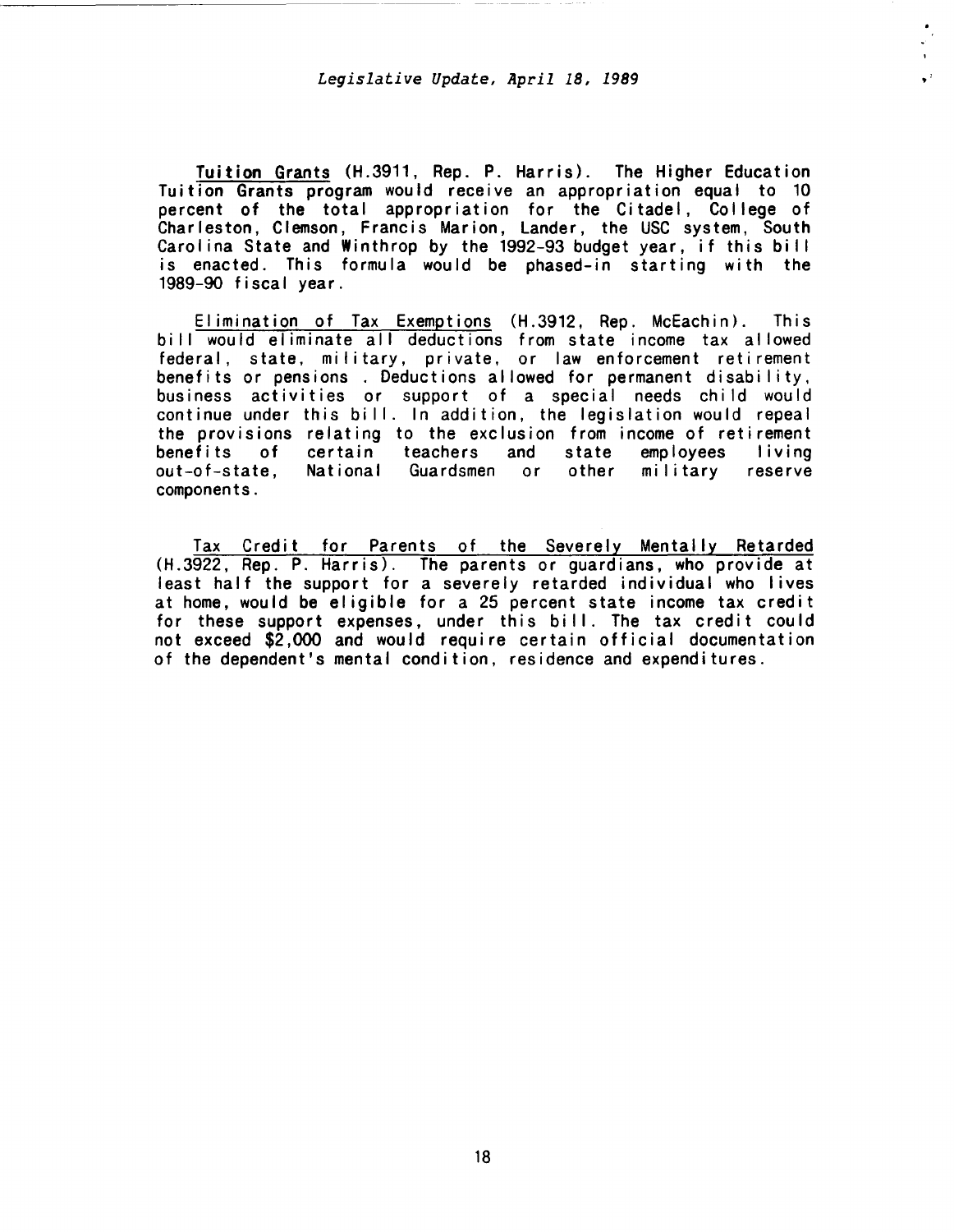Tuition Grants (H.3911, Rep. P. Harris). The Higher Education Tuition Grants program would receive an appropriation equal to 10 percent of the total appropriation for the Citadel, College of Charleston, Clemson, Francis Marion, Lander, the USC system, South Carolina State and Winthrop by the 1992-93 budget year, if this bill is enacted. This formula would be phased-in starting with the 1989-90 fiscal year.

Elimination of Tax Exemptions (H.3912, Rep. McEachin). This bill would eliminate all deductions from state income tax allowed federal, state, military, private, or law enforcement retirement benefits or pensions . Deductions allowed for permanent disability, business activities or support of a special needs child would continue under this bill. In addition, the legislation would repeal the provisions relating to the exclusion from income of retirement benefits of certain teachers and state employees living out-of-state, National Guardsmen or other military reserve components.

Tax Credit for Parents of the Severely Mentally Retarded (H.3922, Rep. P. Harris). The parents or guardians, who provide at least half the support for a severely retarded individual who lives at home, would be eligible for a 25 percent state income tax credit for these support expenses, under this bill. The tax credit could not exceed $2,000 and would require certain official documentation of the dependent's mental condition, residence and expenditures.